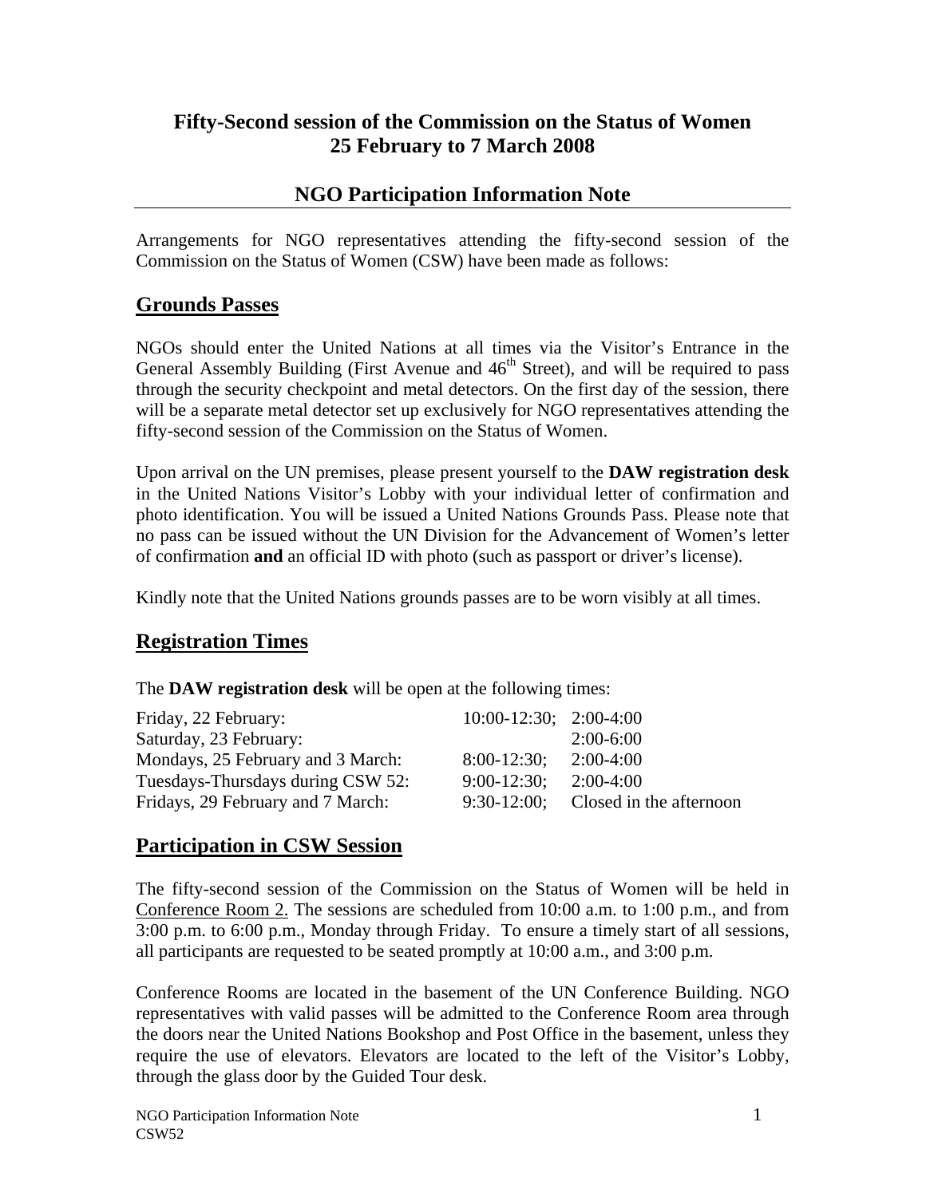# Fifty-Second session of the Commission on the Status of Women
# 25 February to 7 March 2008

## NGO Participation Information Note

Arrangements for NGO representatives attending the fifty-second session of the Commission on the Status of Women (CSW) have been made as follows:

## Grounds Passes

NGOs should enter the United Nations at all times via the Visitor's Entrance in the General Assembly Building (First Avenue and 46th Street), and will be required to pass through the security checkpoint and metal detectors. On the first day of the session, there will be a separate metal detector set up exclusively for NGO representatives attending the fifty-second session of the Commission on the Status of Women.

Upon arrival on the UN premises, please present yourself to the **DAW registration desk** in the United Nations Visitor's Lobby with your individual letter of confirmation and photo identification. You will be issued a United Nations Grounds Pass. Please note that no pass can be issued without the UN Division for the Advancement of Women's letter of confirmation **and** an official ID with photo (such as passport or driver's license).

Kindly note that the United Nations grounds passes are to be worn visibly at all times.

## Registration Times

The **DAW registration desk** will be open at the following times:

| | | |
|---|---|---|
| Friday, 22 February: | 10:00-12:30; | 2:00-4:00 |
| Saturday, 23 February: | | 2:00-6:00 |
| Mondays, 25 February and 3 March: | 8:00-12:30; | 2:00-4:00 |
| Tuesdays-Thursdays during CSW 52: | 9:00-12:30; | 2:00-4:00 |
| Fridays, 29 February and 7 March: | 9:30-12:00; | Closed in the afternoon |

## Participation in CSW Session

The fifty-second session of the Commission on the Status of Women will be held in Conference Room 2. The sessions are scheduled from 10:00 a.m. to 1:00 p.m., and from 3:00 p.m. to 6:00 p.m., Monday through Friday. To ensure a timely start of all sessions, all participants are requested to be seated promptly at 10:00 a.m., and 3:00 p.m.

Conference Rooms are located in the basement of the UN Conference Building. NGO representatives with valid passes will be admitted to the Conference Room area through the doors near the United Nations Bookshop and Post Office in the basement, unless they require the use of elevators. Elevators are located to the left of the Visitor's Lobby, through the glass door by the Guided Tour desk.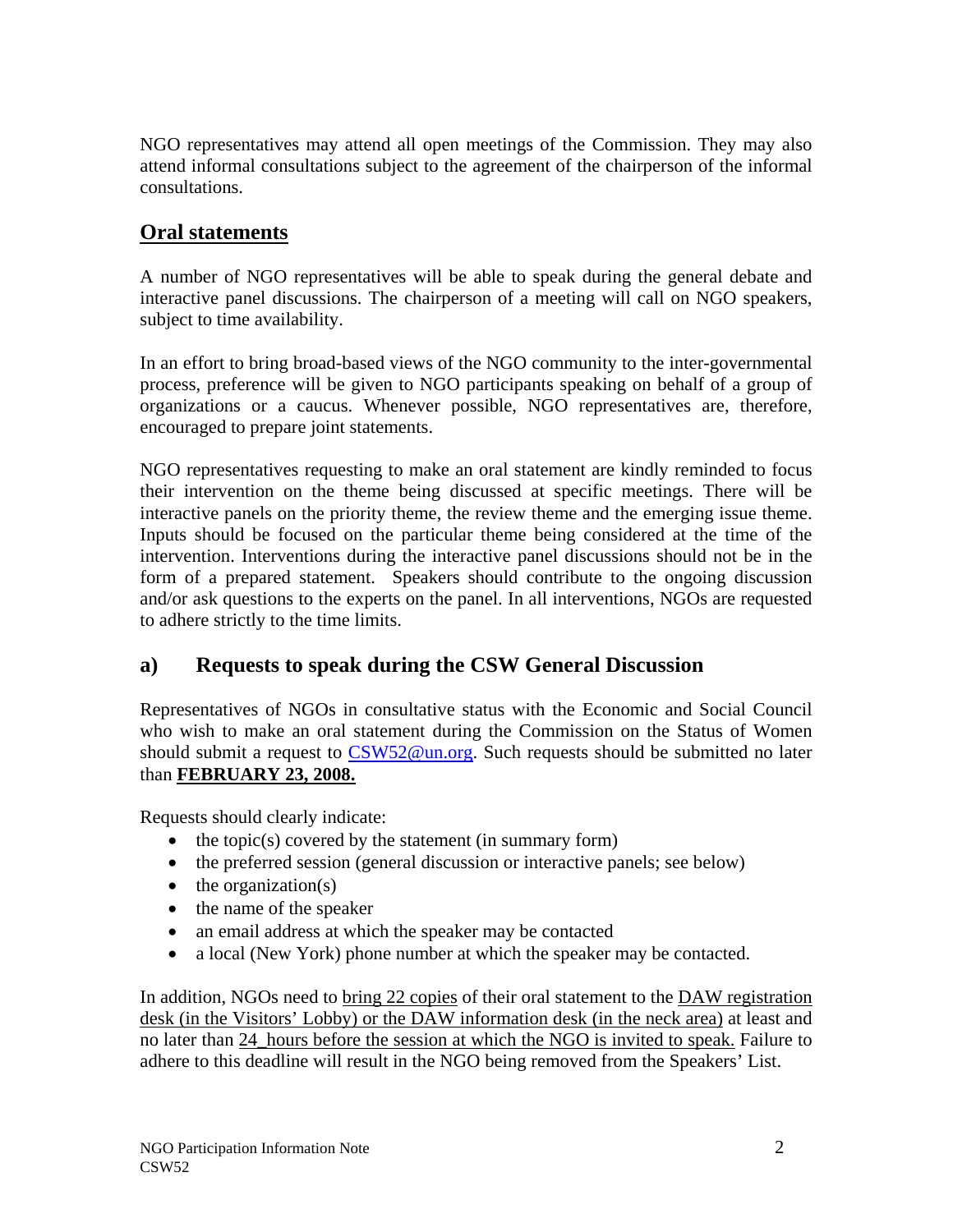NGO representatives may attend all open meetings of the Commission. They may also attend informal consultations subject to the agreement of the chairperson of the informal consultations.

## Oral statements

A number of NGO representatives will be able to speak during the general debate and interactive panel discussions. The chairperson of a meeting will call on NGO speakers, subject to time availability.

In an effort to bring broad-based views of the NGO community to the inter-governmental process, preference will be given to NGO participants speaking on behalf of a group of organizations or a caucus. Whenever possible, NGO representatives are, therefore, encouraged to prepare joint statements.

NGO representatives requesting to make an oral statement are kindly reminded to focus their intervention on the theme being discussed at specific meetings. There will be interactive panels on the priority theme, the review theme and the emerging issue theme. Inputs should be focused on the particular theme being considered at the time of the intervention. Interventions during the interactive panel discussions should not be in the form of a prepared statement. Speakers should contribute to the ongoing discussion and/or ask questions to the experts on the panel. In all interventions, NGOs are requested to adhere strictly to the time limits.

### a) Requests to speak during the CSW General Discussion

Representatives of NGOs in consultative status with the Economic and Social Council who wish to make an oral statement during the Commission on the Status of Women should submit a request to CSW52@un.org. Such requests should be submitted no later than **FEBRUARY 23, 2008.**

Requests should clearly indicate:

- the topic(s) covered by the statement (in summary form)
- the preferred session (general discussion or interactive panels; see below)
- the organization(s)
- the name of the speaker
- an email address at which the speaker may be contacted
- a local (New York) phone number at which the speaker may be contacted.

In addition, NGOs need to bring 22 copies of their oral statement to the DAW registration desk (in the Visitors' Lobby) or the DAW information desk (in the neck area) at least and no later than 24_hours before the session at which the NGO is invited to speak. Failure to adhere to this deadline will result in the NGO being removed from the Speakers' List.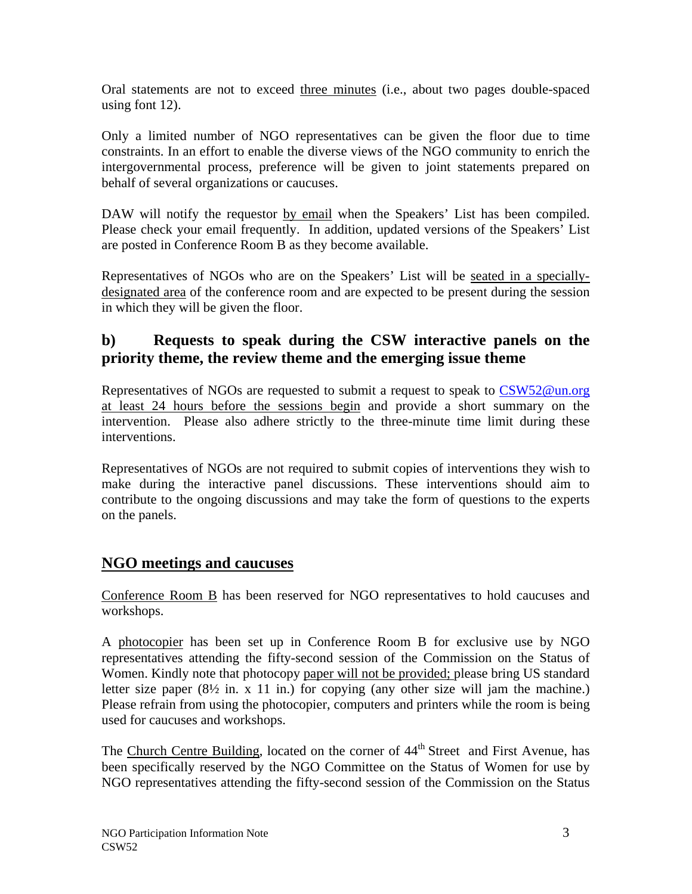Oral statements are not to exceed three minutes (i.e., about two pages double-spaced using font 12).

Only a limited number of NGO representatives can be given the floor due to time constraints. In an effort to enable the diverse views of the NGO community to enrich the intergovernmental process, preference will be given to joint statements prepared on behalf of several organizations or caucuses.

DAW will notify the requestor by email when the Speakers' List has been compiled. Please check your email frequently. In addition, updated versions of the Speakers' List are posted in Conference Room B as they become available.

Representatives of NGOs who are on the Speakers' List will be seated in a specially-designated area of the conference room and are expected to be present during the session in which they will be given the floor.

### b) Requests to speak during the CSW interactive panels on the priority theme, the review theme and the emerging issue theme

Representatives of NGOs are requested to submit a request to speak to CSW52@un.org at least 24 hours before the sessions begin and provide a short summary on the intervention. Please also adhere strictly to the three-minute time limit during these interventions.

Representatives of NGOs are not required to submit copies of interventions they wish to make during the interactive panel discussions. These interventions should aim to contribute to the ongoing discussions and may take the form of questions to the experts on the panels.

## NGO meetings and caucuses

Conference Room B has been reserved for NGO representatives to hold caucuses and workshops.

A photocopier has been set up in Conference Room B for exclusive use by NGO representatives attending the fifty-second session of the Commission on the Status of Women. Kindly note that photocopy paper will not be provided; please bring US standard letter size paper (8½ in. x 11 in.) for copying (any other size will jam the machine.) Please refrain from using the photocopier, computers and printers while the room is being used for caucuses and workshops.

The Church Centre Building, located on the corner of 44th Street and First Avenue, has been specifically reserved by the NGO Committee on the Status of Women for use by NGO representatives attending the fifty-second session of the Commission on the Status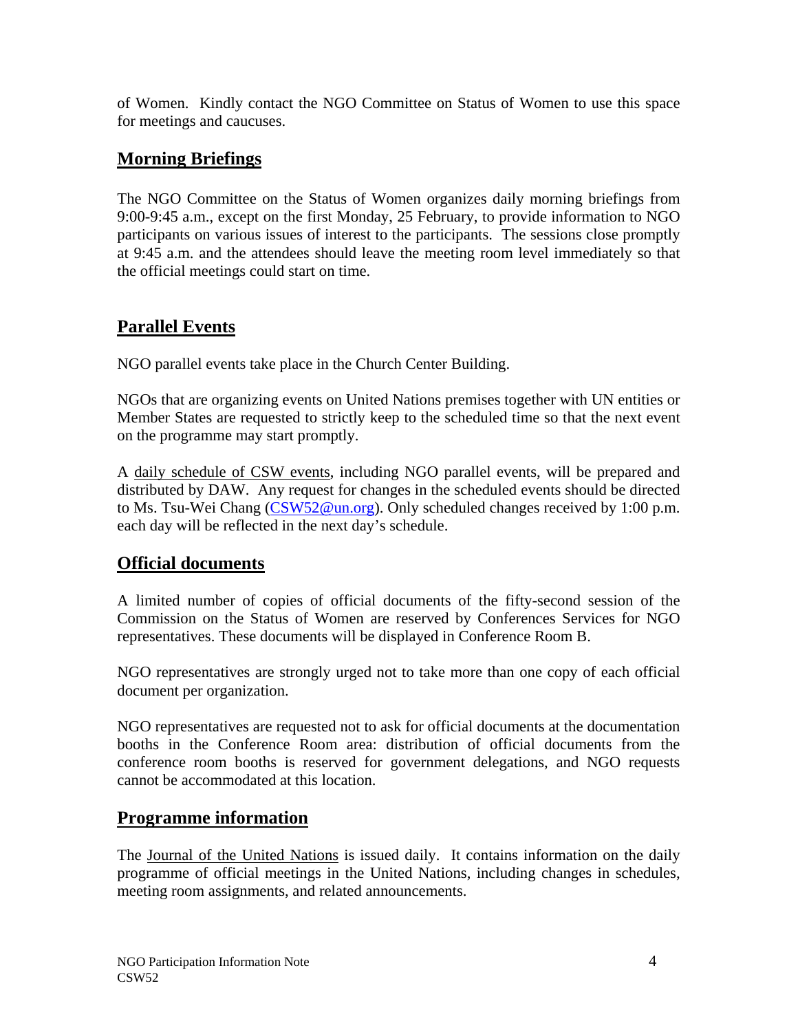of Women. Kindly contact the NGO Committee on Status of Women to use this space for meetings and caucuses.

## Morning Briefings

The NGO Committee on the Status of Women organizes daily morning briefings from 9:00-9:45 a.m., except on the first Monday, 25 February, to provide information to NGO participants on various issues of interest to the participants. The sessions close promptly at 9:45 a.m. and the attendees should leave the meeting room level immediately so that the official meetings could start on time.

## Parallel Events

NGO parallel events take place in the Church Center Building.

NGOs that are organizing events on United Nations premises together with UN entities or Member States are requested to strictly keep to the scheduled time so that the next event on the programme may start promptly.

A daily schedule of CSW events, including NGO parallel events, will be prepared and distributed by DAW. Any request for changes in the scheduled events should be directed to Ms. Tsu-Wei Chang (CSW52@un.org). Only scheduled changes received by 1:00 p.m. each day will be reflected in the next day's schedule.

## Official documents

A limited number of copies of official documents of the fifty-second session of the Commission on the Status of Women are reserved by Conferences Services for NGO representatives. These documents will be displayed in Conference Room B.

NGO representatives are strongly urged not to take more than one copy of each official document per organization.

NGO representatives are requested not to ask for official documents at the documentation booths in the Conference Room area: distribution of official documents from the conference room booths is reserved for government delegations, and NGO requests cannot be accommodated at this location.

## Programme information

The Journal of the United Nations is issued daily. It contains information on the daily programme of official meetings in the United Nations, including changes in schedules, meeting room assignments, and related announcements.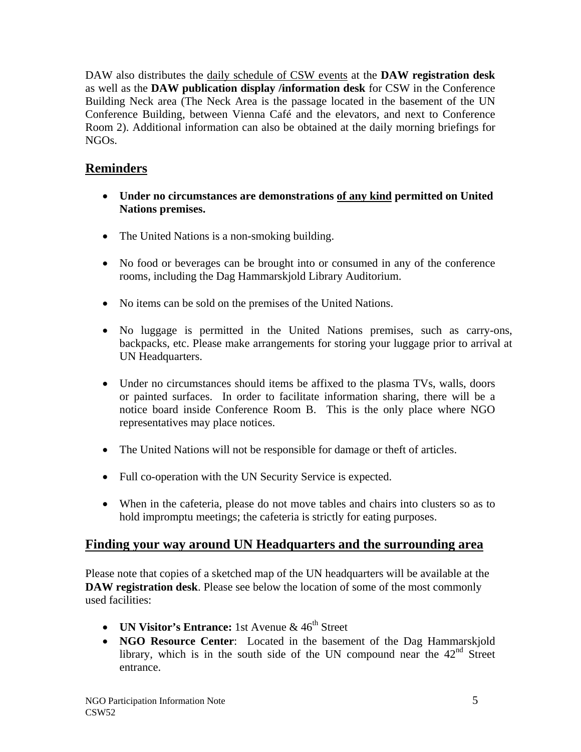DAW also distributes the daily schedule of CSW events at the **DAW registration desk** as well as the **DAW publication display /information desk** for CSW in the Conference Building Neck area (The Neck Area is the passage located in the basement of the UN Conference Building, between Vienna Café and the elevators, and next to Conference Room 2). Additional information can also be obtained at the daily morning briefings for NGOs.

## Reminders

- **Under no circumstances are demonstrations of any kind permitted on United Nations premises.**
- The United Nations is a non-smoking building.
- No food or beverages can be brought into or consumed in any of the conference rooms, including the Dag Hammarskjold Library Auditorium.
- No items can be sold on the premises of the United Nations.
- No luggage is permitted in the United Nations premises, such as carry-ons, backpacks, etc. Please make arrangements for storing your luggage prior to arrival at UN Headquarters.
- Under no circumstances should items be affixed to the plasma TVs, walls, doors or painted surfaces. In order to facilitate information sharing, there will be a notice board inside Conference Room B. This is the only place where NGO representatives may place notices.
- The United Nations will not be responsible for damage or theft of articles.
- Full co-operation with the UN Security Service is expected.
- When in the cafeteria, please do not move tables and chairs into clusters so as to hold impromptu meetings; the cafeteria is strictly for eating purposes.

## Finding your way around UN Headquarters and the surrounding area

Please note that copies of a sketched map of the UN headquarters will be available at the **DAW registration desk**. Please see below the location of some of the most commonly used facilities:

- **UN Visitor's Entrance:** 1st Avenue & 46th Street
- **NGO Resource Center**: Located in the basement of the Dag Hammarskjold library, which is in the south side of the UN compound near the 42nd Street entrance.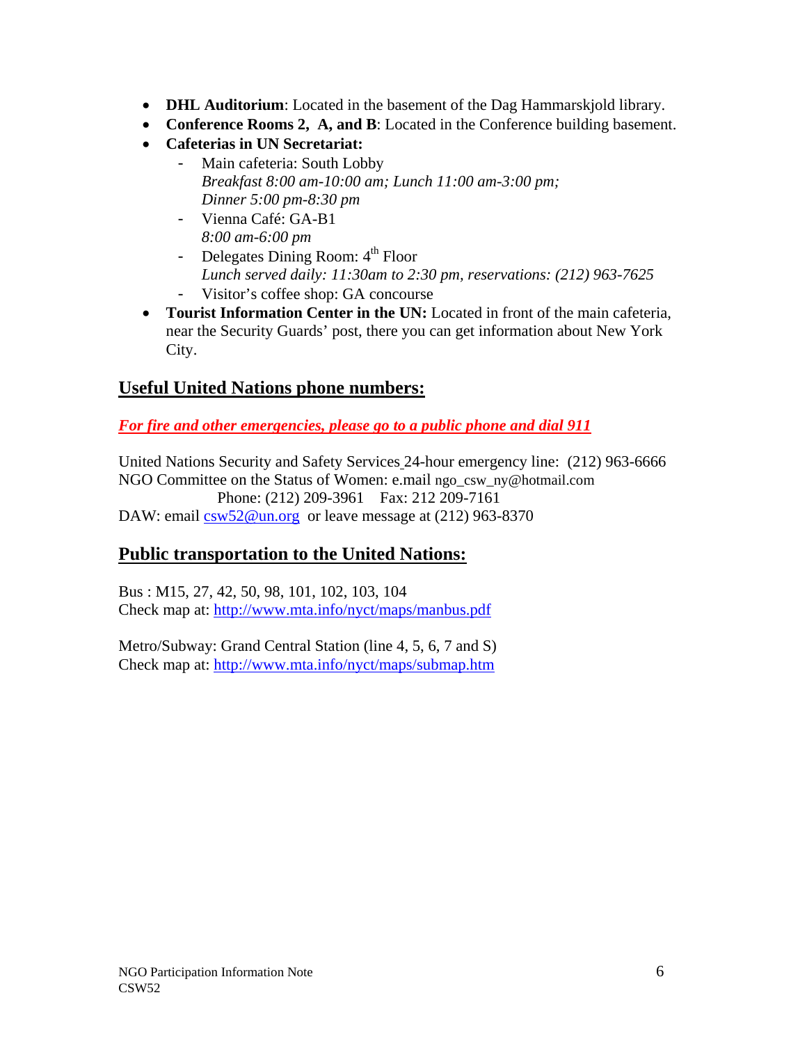- **DHL Auditorium**: Located in the basement of the Dag Hammarskjold library.
- **Conference Rooms 2, A, and B**: Located in the Conference building basement.
- **Cafeterias in UN Secretariat:**
  - Main cafeteria: South Lobby
    *Breakfast 8:00 am-10:00 am; Lunch 11:00 am-3:00 pm; Dinner 5:00 pm-8:30 pm*
  - Vienna Café: GA-B1
    *8:00 am-6:00 pm*
  - Delegates Dining Room: 4th Floor
    *Lunch served daily: 11:30am to 2:30 pm, reservations: (212) 963-7625*
  - Visitor's coffee shop: GA concourse
- **Tourist Information Center in the UN:** Located in front of the main cafeteria, near the Security Guards' post, there you can get information about New York City.

## Useful United Nations phone numbers:

***For fire and other emergencies, please go to a public phone and dial 911***

United Nations Security and Safety Services 24-hour emergency line: (212) 963-6666
NGO Committee on the Status of Women: e.mail ngo_csw_ny@hotmail.com
Phone: (212) 209-3961 Fax: 212 209-7161
DAW: email csw52@un.org or leave message at (212) 963-8370

## Public transportation to the United Nations:

Bus : M15, 27, 42, 50, 98, 101, 102, 103, 104
Check map at: http://www.mta.info/nyct/maps/manbus.pdf

Metro/Subway: Grand Central Station (line 4, 5, 6, 7 and S)
Check map at: http://www.mta.info/nyct/maps/submap.htm